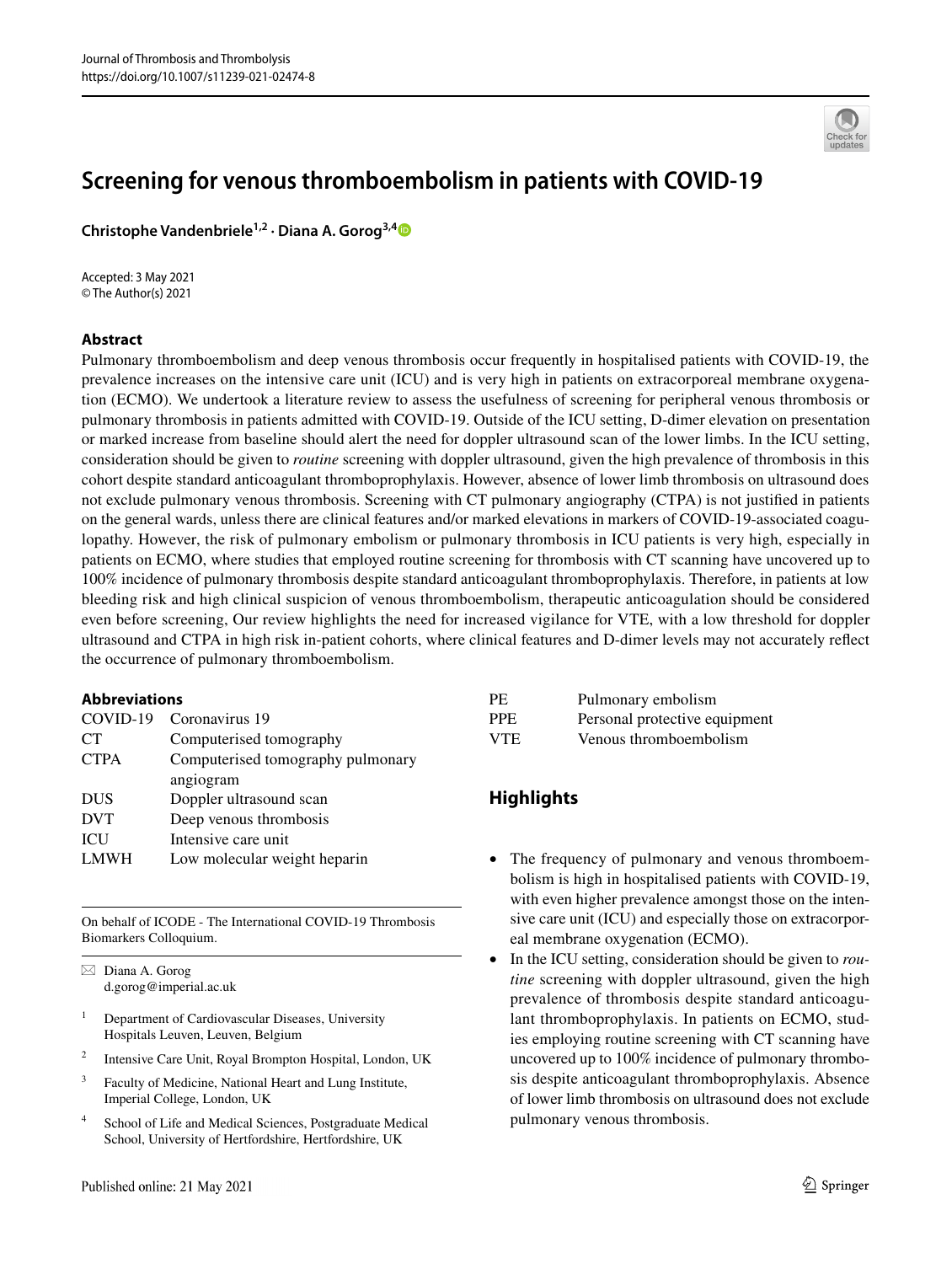Journal of Thrombosis and Thrombolysis
https://doi.org/10.1007/s11239-021-02474-8

# Screening for venous thromboembolism in patients with COVID-19

**Christophe Vandenbriele[1,2] · Diana A. Gorog[3,4]**

Accepted: 3 May 2021
© The Author(s) 2021

## Abstract

Pulmonary thromboembolism and deep venous thrombosis occur frequently in hospitalised patients with COVID-19, the prevalence increases on the intensive care unit (ICU) and is very high in patients on extracorporeal membrane oxygenation (ECMO). We undertook a literature review to assess the usefulness of screening for peripheral venous thrombosis or pulmonary thrombosis in patients admitted with COVID-19. Outside of the ICU setting, D-dimer elevation on presentation or marked increase from baseline should alert the need for doppler ultrasound scan of the lower limbs. In the ICU setting, consideration should be given to *routine* screening with doppler ultrasound, given the high prevalence of thrombosis in this cohort despite standard anticoagulant thromboprophylaxis. However, absence of lower limb thrombosis on ultrasound does not exclude pulmonary venous thrombosis. Screening with CT pulmonary angiography (CTPA) is not justified in patients on the general wards, unless there are clinical features and/or marked elevations in markers of COVID-19-associated coagulopathy. However, the risk of pulmonary embolism or pulmonary thrombosis in ICU patients is very high, especially in patients on ECMO, where studies that employed routine screening for thrombosis with CT scanning have uncovered up to 100% incidence of pulmonary thrombosis despite standard anticoagulant thromboprophylaxis. Therefore, in patients at low bleeding risk and high clinical suspicion of venous thromboembolism, therapeutic anticoagulation should be considered even before screening, Our review highlights the need for increased vigilance for VTE, with a low threshold for doppler ultrasound and CTPA in high risk in-patient cohorts, where clinical features and D-dimer levels may not accurately reflect the occurrence of pulmonary thromboembolism.

### Abbreviations

| | |
|---|---|
| COVID-19 | Coronavirus 19 |
| CT | Computerised tomography |
| CTPA | Computerised tomography pulmonary angiogram |
| DUS | Doppler ultrasound scan |
| DVT | Deep venous thrombosis |
| ICU | Intensive care unit |
| LMWH | Low molecular weight heparin |
| PE | Pulmonary embolism |
| PPE | Personal protective equipment |
| VTE | Venous thromboembolism |

On behalf of ICODE - The International COVID-19 Thrombosis Biomarkers Colloquium.

✉ Diana A. Gorog
d.gorog@imperial.ac.uk

[1] Department of Cardiovascular Diseases, University Hospitals Leuven, Leuven, Belgium

[2] Intensive Care Unit, Royal Brompton Hospital, London, UK

[3] Faculty of Medicine, National Heart and Lung Institute, Imperial College, London, UK

[4] School of Life and Medical Sciences, Postgraduate Medical School, University of Hertfordshire, Hertfordshire, UK

## Highlights

- The frequency of pulmonary and venous thromboembolism is high in hospitalised patients with COVID-19, with even higher prevalence amongst those on the intensive care unit (ICU) and especially those on extracorporeal membrane oxygenation (ECMO).
- In the ICU setting, consideration should be given to *routine* screening with doppler ultrasound, given the high prevalence of thrombosis despite standard anticoagulant thromboprophylaxis. In patients on ECMO, studies employing routine screening with CT scanning have uncovered up to 100% incidence of pulmonary thrombosis despite anticoagulant thromboprophylaxis. Absence of lower limb thrombosis on ultrasound does not exclude pulmonary venous thrombosis.

Published online: 21 May 2021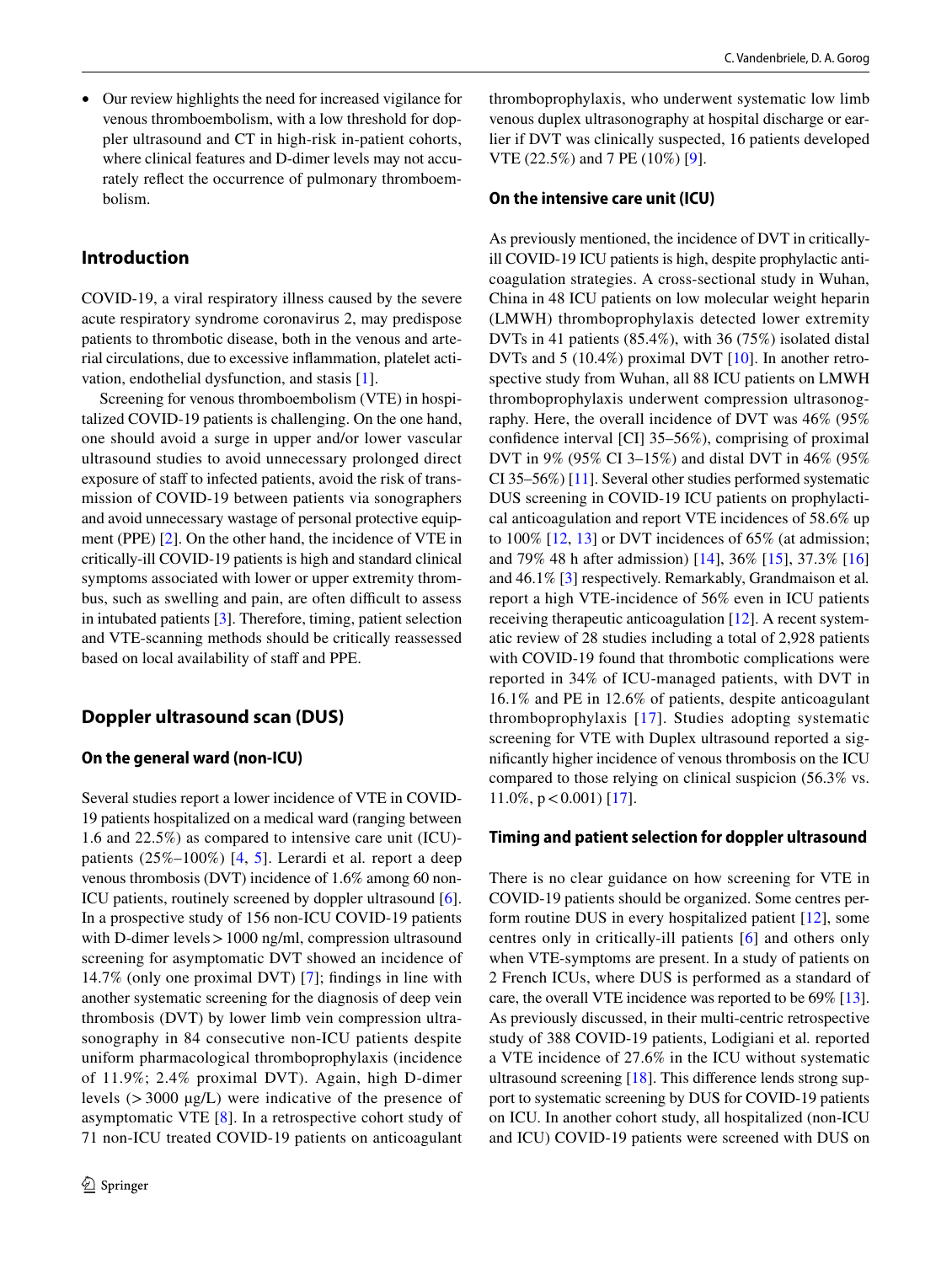- Our review highlights the need for increased vigilance for venous thromboembolism, with a low threshold for doppler ultrasound and CT in high-risk in-patient cohorts, where clinical features and D-dimer levels may not accurately reflect the occurrence of pulmonary thromboembolism.

## Introduction

COVID-19, a viral respiratory illness caused by the severe acute respiratory syndrome coronavirus 2, may predispose patients to thrombotic disease, both in the venous and arterial circulations, due to excessive inflammation, platelet activation, endothelial dysfunction, and stasis [1].

Screening for venous thromboembolism (VTE) in hospitalized COVID-19 patients is challenging. On the one hand, one should avoid a surge in upper and/or lower vascular ultrasound studies to avoid unnecessary prolonged direct exposure of staff to infected patients, avoid the risk of transmission of COVID-19 between patients via sonographers and avoid unnecessary wastage of personal protective equipment (PPE) [2]. On the other hand, the incidence of VTE in critically-ill COVID-19 patients is high and standard clinical symptoms associated with lower or upper extremity thrombus, such as swelling and pain, are often difficult to assess in intubated patients [3]. Therefore, timing, patient selection and VTE-scanning methods should be critically reassessed based on local availability of staff and PPE.

## Doppler ultrasound scan (DUS)

### On the general ward (non-ICU)

Several studies report a lower incidence of VTE in COVID-19 patients hospitalized on a medical ward (ranging between 1.6 and 22.5%) as compared to intensive care unit (ICU)-patients (25%–100%) [4, 5]. Lerardi et al. report a deep venous thrombosis (DVT) incidence of 1.6% among 60 non-ICU patients, routinely screened by doppler ultrasound [6]. In a prospective study of 156 non-ICU COVID-19 patients with D-dimer levels > 1000 ng/ml, compression ultrasound screening for asymptomatic DVT showed an incidence of 14.7% (only one proximal DVT) [7]; findings in line with another systematic screening for the diagnosis of deep vein thrombosis (DVT) by lower limb vein compression ultrasonography in 84 consecutive non-ICU patients despite uniform pharmacological thromboprophylaxis (incidence of 11.9%; 2.4% proximal DVT). Again, high D-dimer levels (> 3000 µg/L) were indicative of the presence of asymptomatic VTE [8]. In a retrospective cohort study of 71 non-ICU treated COVID-19 patients on anticoagulant thromboprophylaxis, who underwent systematic low limb venous duplex ultrasonography at hospital discharge or earlier if DVT was clinically suspected, 16 patients developed VTE (22.5%) and 7 PE (10%) [9].

### On the intensive care unit (ICU)

As previously mentioned, the incidence of DVT in critically-ill COVID-19 ICU patients is high, despite prophylactic anticoagulation strategies. A cross-sectional study in Wuhan, China in 48 ICU patients on low molecular weight heparin (LMWH) thromboprophylaxis detected lower extremity DVTs in 41 patients (85.4%), with 36 (75%) isolated distal DVTs and 5 (10.4%) proximal DVT [10]. In another retrospective study from Wuhan, all 88 ICU patients on LMWH thromboprophylaxis underwent compression ultrasonography. Here, the overall incidence of DVT was 46% (95% confidence interval [CI] 35–56%), comprising of proximal DVT in 9% (95% CI 3–15%) and distal DVT in 46% (95% CI 35–56%) [11]. Several other studies performed systematic DUS screening in COVID-19 ICU patients on prophylactical anticoagulation and report VTE incidences of 58.6% up to 100% [12, 13] or DVT incidences of 65% (at admission; and 79% 48 h after admission) [14], 36% [15], 37.3% [16] and 46.1% [3] respectively. Remarkably, Grandmaison et al. report a high VTE-incidence of 56% even in ICU patients receiving therapeutic anticoagulation [12]. A recent systematic review of 28 studies including a total of 2,928 patients with COVID-19 found that thrombotic complications were reported in 34% of ICU-managed patients, with DVT in 16.1% and PE in 12.6% of patients, despite anticoagulant thromboprophylaxis [17]. Studies adopting systematic screening for VTE with Duplex ultrasound reported a significantly higher incidence of venous thrombosis on the ICU compared to those relying on clinical suspicion (56.3% vs. 11.0%, $p < 0.001$) [17].

### Timing and patient selection for doppler ultrasound

There is no clear guidance on how screening for VTE in COVID-19 patients should be organized. Some centres perform routine DUS in every hospitalized patient [12], some centres only in critically-ill patients [6] and others only when VTE-symptoms are present. In a study of patients on 2 French ICUs, where DUS is performed as a standard of care, the overall VTE incidence was reported to be 69% [13]. As previously discussed, in their multi-centric retrospective study of 388 COVID-19 patients, Lodigiani et al. reported a VTE incidence of 27.6% in the ICU without systematic ultrasound screening [18]. This difference lends strong support to systematic screening by DUS for COVID-19 patients on ICU. In another cohort study, all hospitalized (non-ICU and ICU) COVID-19 patients were screened with DUS on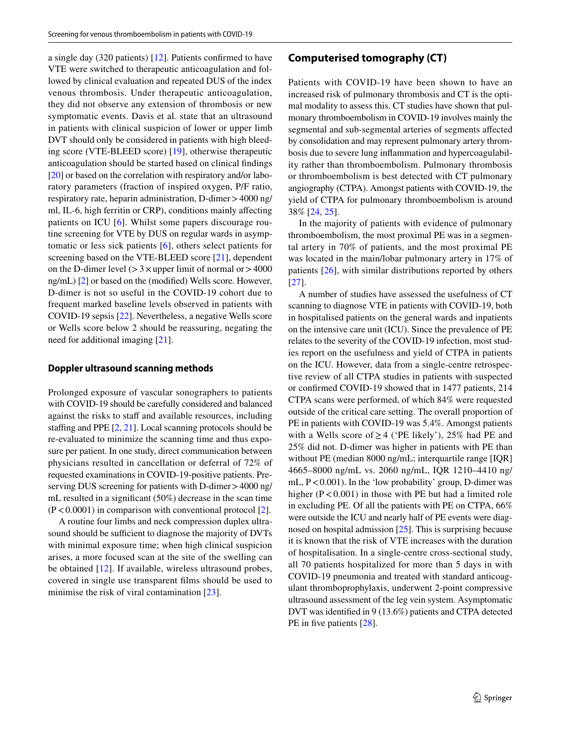a single day (320 patients) [12]. Patients confirmed to have VTE were switched to therapeutic anticoagulation and followed by clinical evaluation and repeated DUS of the index venous thrombosis. Under therapeutic anticoagulation, they did not observe any extension of thrombosis or new symptomatic events. Davis et al. state that an ultrasound in patients with clinical suspicion of lower or upper limb DVT should only be considered in patients with high bleeding score (VTE-BLEED score) [19], otherwise therapeutic anticoagulation should be started based on clinical findings [20] or based on the correlation with respiratory and/or laboratory parameters (fraction of inspired oxygen, P/F ratio, respiratory rate, heparin administration, D-dimer > 4000 ng/ml, IL-6, high ferritin or CRP), conditions mainly affecting patients on ICU [6]. Whilst some papers discourage routine screening for VTE by DUS on regular wards in asymptomatic or less sick patients [6], others select patients for screening based on the VTE-BLEED score [21], dependent on the D-dimer level (> 3 × upper limit of normal or > 4000 ng/mL) [2] or based on the (modified) Wells score. However, D-dimer is not so useful in the COVID-19 cohort due to frequent marked baseline levels observed in patients with COVID-19 sepsis [22]. Nevertheless, a negative Wells score or Wells score below 2 should be reassuring, negating the need for additional imaging [21].

### Doppler ultrasound scanning methods

Prolonged exposure of vascular sonographers to patients with COVID-19 should be carefully considered and balanced against the risks to staff and available resources, including staffing and PPE [2, 21]. Local scanning protocols should be re-evaluated to minimize the scanning time and thus exposure per patient. In one study, direct communication between physicians resulted in cancellation or deferral of 72% of requested examinations in COVID-19-positive patients. Preserving DUS screening for patients with D-dimer > 4000 ng/mL resulted in a significant (50%) decrease in the scan time ($P < 0.0001$) in comparison with conventional protocol [2].

A routine four limbs and neck compression duplex ultrasound should be sufficient to diagnose the majority of DVTs with minimal exposure time; when high clinical suspicion arises, a more focused scan at the site of the swelling can be obtained [12]. If available, wireless ultrasound probes, covered in single use transparent films should be used to minimise the risk of viral contamination [23].

## Computerised tomography (CT)

Patients with COVID-19 have been shown to have an increased risk of pulmonary thrombosis and CT is the optimal modality to assess this. CT studies have shown that pulmonary thromboembolism in COVID-19 involves mainly the segmental and sub-segmental arteries of segments affected by consolidation and may represent pulmonary artery thrombosis due to severe lung inflammation and hypercoagulability rather than thromboembolism. Pulmonary thrombosis or thromboembolism is best detected with CT pulmonary angiography (CTPA). Amongst patients with COVID-19, the yield of CTPA for pulmonary thromboembolism is around 38% [24, 25].

In the majority of patients with evidence of pulmonary thromboembolism, the most proximal PE was in a segmental artery in 70% of patients, and the most proximal PE was located in the main/lobar pulmonary artery in 17% of patients [26], with similar distributions reported by others [27].

A number of studies have assessed the usefulness of CT scanning to diagnose VTE in patients with COVID-19, both in hospitalised patients on the general wards and inpatients on the intensive care unit (ICU). Since the prevalence of PE relates to the severity of the COVID-19 infection, most studies report on the usefulness and yield of CTPA in patients on the ICU. However, data from a single-centre retrospective review of all CTPA studies in patients with suspected or confirmed COVID-19 showed that in 1477 patients, 214 CTPA scans were performed, of which 84% were requested outside of the critical care setting. The overall proportion of PE in patients with COVID-19 was 5.4%. Amongst patients with a Wells score of ≥ 4 ('PE likely'), 25% had PE and 25% did not. D-dimer was higher in patients with PE than without PE (median 8000 ng/mL; interquartile range [IQR] 4665–8000 ng/mL vs. 2060 ng/mL, IQR 1210–4410 ng/mL, $P < 0.001$). In the 'low probability' group, D-dimer was higher ($P < 0.001$) in those with PE but had a limited role in excluding PE. Of all the patients with PE on CTPA, 66% were outside the ICU and nearly half of PE events were diagnosed on hospital admission [25]. This is surprising because it is known that the risk of VTE increases with the duration of hospitalisation. In a single-centre cross-sectional study, all 70 patients hospitalized for more than 5 days in with COVID-19 pneumonia and treated with standard anticoagulant thromboprophylaxis, underwent 2-point compressive ultrasound assessment of the leg vein system. Asymptomatic DVT was identified in 9 (13.6%) patients and CTPA detected PE in five patients [28].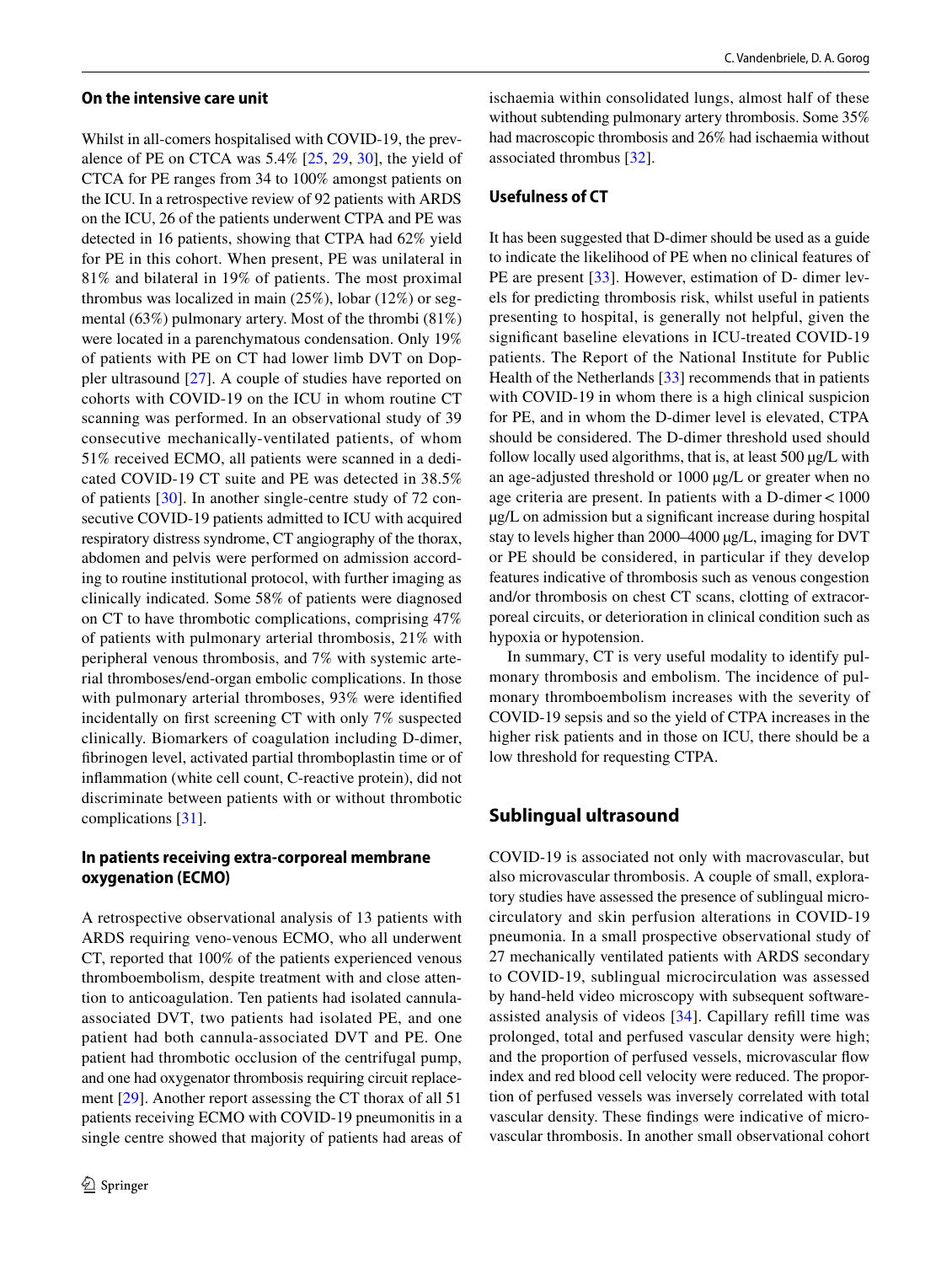### On the intensive care unit

Whilst in all-comers hospitalised with COVID-19, the prevalence of PE on CTCA was 5.4% [25, 29, 30], the yield of CTCA for PE ranges from 34 to 100% amongst patients on the ICU. In a retrospective review of 92 patients with ARDS on the ICU, 26 of the patients underwent CTPA and PE was detected in 16 patients, showing that CTPA had 62% yield for PE in this cohort. When present, PE was unilateral in 81% and bilateral in 19% of patients. The most proximal thrombus was localized in main (25%), lobar (12%) or segmental (63%) pulmonary artery. Most of the thrombi (81%) were located in a parenchymatous condensation. Only 19% of patients with PE on CT had lower limb DVT on Doppler ultrasound [27]. A couple of studies have reported on cohorts with COVID-19 on the ICU in whom routine CT scanning was performed. In an observational study of 39 consecutive mechanically-ventilated patients, of whom 51% received ECMO, all patients were scanned in a dedicated COVID-19 CT suite and PE was detected in 38.5% of patients [30]. In another single-centre study of 72 consecutive COVID-19 patients admitted to ICU with acquired respiratory distress syndrome, CT angiography of the thorax, abdomen and pelvis were performed on admission according to routine institutional protocol, with further imaging as clinically indicated. Some 58% of patients were diagnosed on CT to have thrombotic complications, comprising 47% of patients with pulmonary arterial thrombosis, 21% with peripheral venous thrombosis, and 7% with systemic arterial thromboses/end-organ embolic complications. In those with pulmonary arterial thromboses, 93% were identified incidentally on first screening CT with only 7% suspected clinically. Biomarkers of coagulation including D-dimer, fibrinogen level, activated partial thromboplastin time or of inflammation (white cell count, C-reactive protein), did not discriminate between patients with or without thrombotic complications [31].

### In patients receiving extra-corporeal membrane oxygenation (ECMO)

A retrospective observational analysis of 13 patients with ARDS requiring veno-venous ECMO, who all underwent CT, reported that 100% of the patients experienced venous thromboembolism, despite treatment with and close attention to anticoagulation. Ten patients had isolated cannula-associated DVT, two patients had isolated PE, and one patient had both cannula-associated DVT and PE. One patient had thrombotic occlusion of the centrifugal pump, and one had oxygenator thrombosis requiring circuit replacement [29]. Another report assessing the CT thorax of all 51 patients receiving ECMO with COVID-19 pneumonitis in a single centre showed that majority of patients had areas of ischaemia within consolidated lungs, almost half of these without subtending pulmonary artery thrombosis. Some 35% had macroscopic thrombosis and 26% had ischaemia without associated thrombus [32].

### Usefulness of CT

It has been suggested that D-dimer should be used as a guide to indicate the likelihood of PE when no clinical features of PE are present [33]. However, estimation of D- dimer levels for predicting thrombosis risk, whilst useful in patients presenting to hospital, is generally not helpful, given the significant baseline elevations in ICU-treated COVID-19 patients. The Report of the National Institute for Public Health of the Netherlands [33] recommends that in patients with COVID-19 in whom there is a high clinical suspicion for PE, and in whom the D-dimer level is elevated, CTPA should be considered. The D-dimer threshold used should follow locally used algorithms, that is, at least 500 μg/L with an age-adjusted threshold or 1000 μg/L or greater when no age criteria are present. In patients with a D-dimer < 1000 μg/L on admission but a significant increase during hospital stay to levels higher than 2000–4000 μg/L, imaging for DVT or PE should be considered, in particular if they develop features indicative of thrombosis such as venous congestion and/or thrombosis on chest CT scans, clotting of extracorporeal circuits, or deterioration in clinical condition such as hypoxia or hypotension.

In summary, CT is very useful modality to identify pulmonary thrombosis and embolism. The incidence of pulmonary thromboembolism increases with the severity of COVID-19 sepsis and so the yield of CTPA increases in the higher risk patients and in those on ICU, there should be a low threshold for requesting CTPA.

## Sublingual ultrasound

COVID-19 is associated not only with macrovascular, but also microvascular thrombosis. A couple of small, exploratory studies have assessed the presence of sublingual microcirculatory and skin perfusion alterations in COVID-19 pneumonia. In a small prospective observational study of 27 mechanically ventilated patients with ARDS secondary to COVID-19, sublingual microcirculation was assessed by hand-held video microscopy with subsequent software-assisted analysis of videos [34]. Capillary refill time was prolonged, total and perfused vascular density were high; and the proportion of perfused vessels, microvascular flow index and red blood cell velocity were reduced. The proportion of perfused vessels was inversely correlated with total vascular density. These findings were indicative of microvascular thrombosis. In another small observational cohort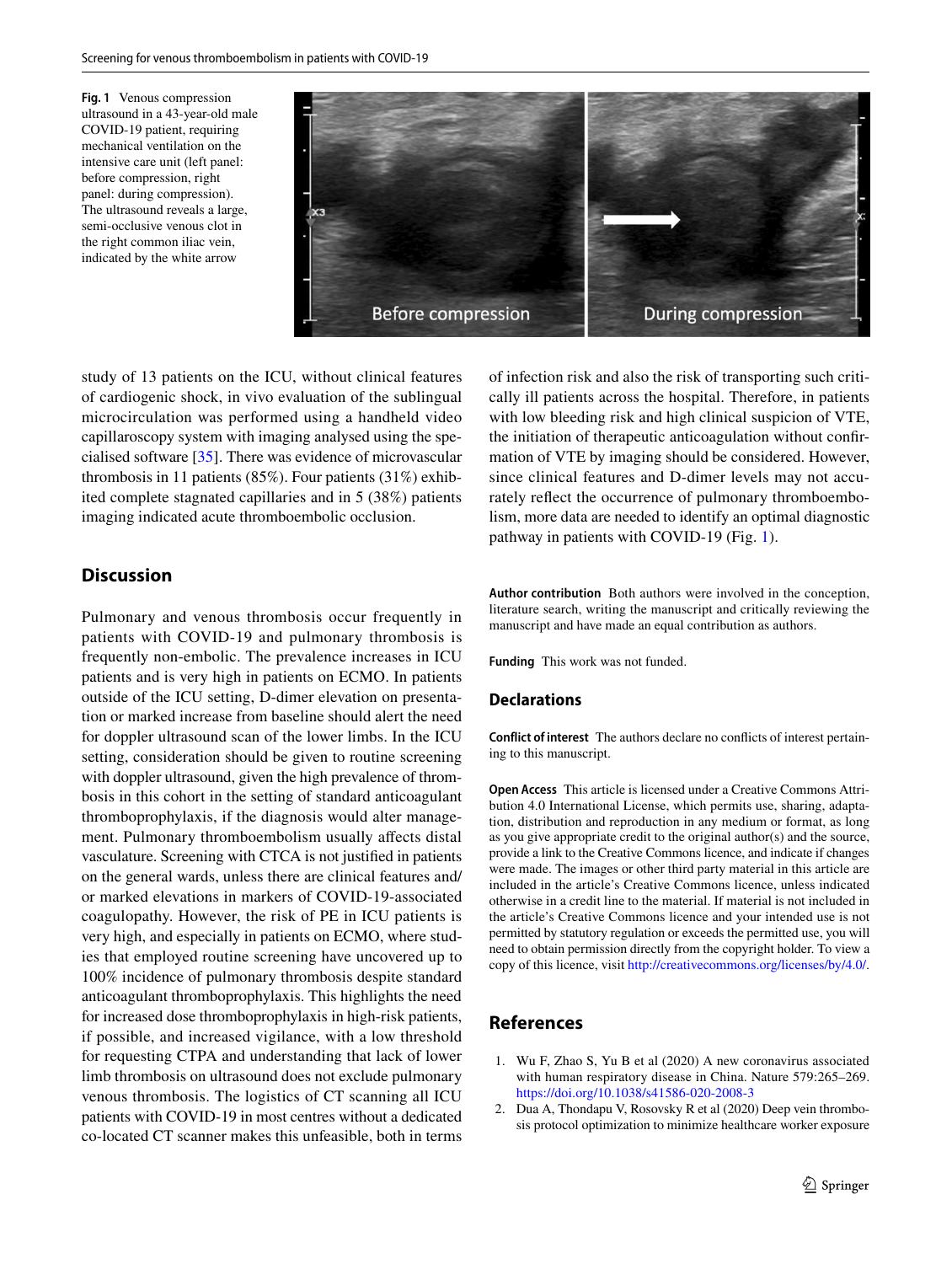Fig. 1 Venous compression ultrasound in a 43-year-old male COVID-19 patient, requiring mechanical ventilation on the intensive care unit (left panel: before compression, right panel: during compression). The ultrasound reveals a large, semi-occlusive venous clot in the right common iliac vein, indicated by the white arrow

study of 13 patients on the ICU, without clinical features of cardiogenic shock, in vivo evaluation of the sublingual microcirculation was performed using a handheld video capillaroscopy system with imaging analysed using the specialised software [35]. There was evidence of microvascular thrombosis in 11 patients (85%). Four patients (31%) exhibited complete stagnated capillaries and in 5 (38%) patients imaging indicated acute thromboembolic occlusion.

## Discussion

Pulmonary and venous thrombosis occur frequently in patients with COVID-19 and pulmonary thrombosis is frequently non-embolic. The prevalence increases in ICU patients and is very high in patients on ECMO. In patients outside of the ICU setting, D-dimer elevation on presentation or marked increase from baseline should alert the need for doppler ultrasound scan of the lower limbs. In the ICU setting, consideration should be given to routine screening with doppler ultrasound, given the high prevalence of thrombosis in this cohort in the setting of standard anticoagulant thromboprophylaxis, if the diagnosis would alter management. Pulmonary thromboembolism usually affects distal vasculature. Screening with CTCA is not justified in patients on the general wards, unless there are clinical features and/or marked elevations in markers of COVID-19-associated coagulopathy. However, the risk of PE in ICU patients is very high, and especially in patients on ECMO, where studies that employed routine screening have uncovered up to 100% incidence of pulmonary thrombosis despite standard anticoagulant thromboprophylaxis. This highlights the need for increased dose thromboprophylaxis in high-risk patients, if possible, and increased vigilance, with a low threshold for requesting CTPA and understanding that lack of lower limb thrombosis on ultrasound does not exclude pulmonary venous thrombosis. The logistics of CT scanning all ICU patients with COVID-19 in most centres without a dedicated co-located CT scanner makes this unfeasible, both in terms of infection risk and also the risk of transporting such critically ill patients across the hospital. Therefore, in patients with low bleeding risk and high clinical suspicion of VTE, the initiation of therapeutic anticoagulation without confirmation of VTE by imaging should be considered. However, since clinical features and D-dimer levels may not accurately reflect the occurrence of pulmonary thromboembolism, more data are needed to identify an optimal diagnostic pathway in patients with COVID-19 (Fig. 1).

**Author contribution** Both authors were involved in the conception, literature search, writing the manuscript and critically reviewing the manuscript and have made an equal contribution as authors.

**Funding** This work was not funded.

## Declarations

**Conflict of interest** The authors declare no conflicts of interest pertaining to this manuscript.

**Open Access** This article is licensed under a Creative Commons Attribution 4.0 International License, which permits use, sharing, adaptation, distribution and reproduction in any medium or format, as long as you give appropriate credit to the original author(s) and the source, provide a link to the Creative Commons licence, and indicate if changes were made. The images or other third party material in this article are included in the article's Creative Commons licence, unless indicated otherwise in a credit line to the material. If material is not included in the article's Creative Commons licence and your intended use is not permitted by statutory regulation or exceeds the permitted use, you will need to obtain permission directly from the copyright holder. To view a copy of this licence, visit http://creativecommons.org/licenses/by/4.0/.

## References

1. Wu F, Zhao S, Yu B et al (2020) A new coronavirus associated with human respiratory disease in China. Nature 579:265–269. https://doi.org/10.1038/s41586-020-2008-3
2. Dua A, Thondapu V, Rosovsky R et al (2020) Deep vein thrombosis protocol optimization to minimize healthcare worker exposure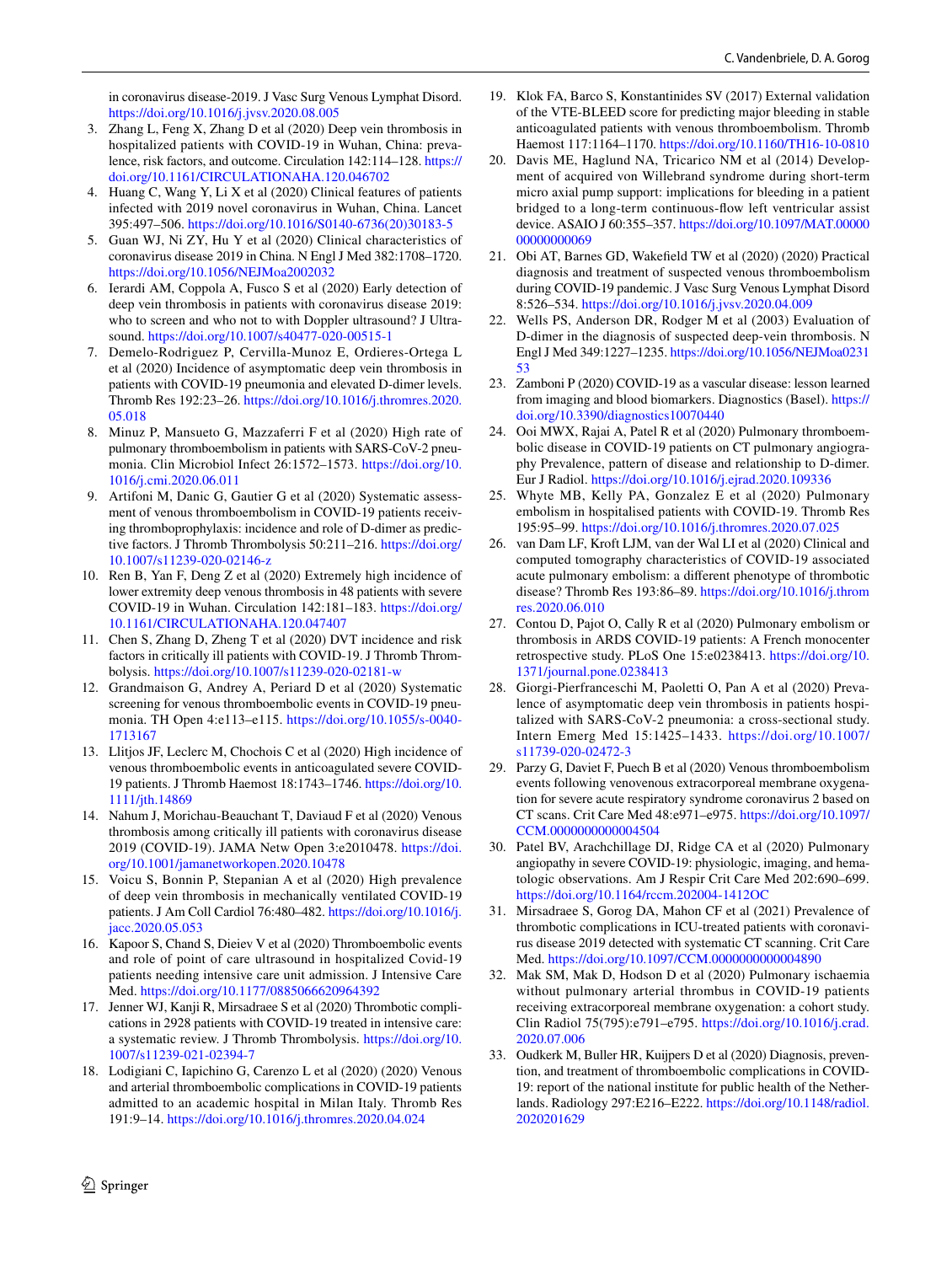in coronavirus disease-2019. J Vasc Surg Venous Lymphat Disord. https://doi.org/10.1016/j.jvsv.2020.08.005

3. Zhang L, Feng X, Zhang D et al (2020) Deep vein thrombosis in hospitalized patients with COVID-19 in Wuhan, China: prevalence, risk factors, and outcome. Circulation 142:114–128. https://doi.org/10.1161/CIRCULATIONAHA.120.046702
4. Huang C, Wang Y, Li X et al (2020) Clinical features of patients infected with 2019 novel coronavirus in Wuhan, China. Lancet 395:497–506. https://doi.org/10.1016/S0140-6736(20)30183-5
5. Guan WJ, Ni ZY, Hu Y et al (2020) Clinical characteristics of coronavirus disease 2019 in China. N Engl J Med 382:1708–1720. https://doi.org/10.1056/NEJMoa2002032
6. Ierardi AM, Coppola A, Fusco S et al (2020) Early detection of deep vein thrombosis in patients with coronavirus disease 2019: who to screen and who not to with Doppler ultrasound? J Ultrasound. https://doi.org/10.1007/s40477-020-00515-1
7. Demelo-Rodriguez P, Cervilla-Munoz E, Ordieres-Ortega L et al (2020) Incidence of asymptomatic deep vein thrombosis in patients with COVID-19 pneumonia and elevated D-dimer levels. Thromb Res 192:23–26. https://doi.org/10.1016/j.thromres.2020.05.018
8. Minuz P, Mansueto G, Mazzaferri F et al (2020) High rate of pulmonary thromboembolism in patients with SARS-CoV-2 pneumonia. Clin Microbiol Infect 26:1572–1573. https://doi.org/10.1016/j.cmi.2020.06.011
9. Artifoni M, Danic G, Gautier G et al (2020) Systematic assessment of venous thromboembolism in COVID-19 patients receiving thromboprophylaxis: incidence and role of D-dimer as predictive factors. J Thromb Thrombolysis 50:211–216. https://doi.org/10.1007/s11239-020-02146-z
10. Ren B, Yan F, Deng Z et al (2020) Extremely high incidence of lower extremity deep venous thrombosis in 48 patients with severe COVID-19 in Wuhan. Circulation 142:181–183. https://doi.org/10.1161/CIRCULATIONAHA.120.047407
11. Chen S, Zhang D, Zheng T et al (2020) DVT incidence and risk factors in critically ill patients with COVID-19. J Thromb Thrombolysis. https://doi.org/10.1007/s11239-020-02181-w
12. Grandmaison G, Andrey A, Periard D et al (2020) Systematic screening for venous thromboembolic events in COVID-19 pneumonia. TH Open 4:e113–e115. https://doi.org/10.1055/s-0040-1713167
13. Llitjos JF, Leclerc M, Chochois C et al (2020) High incidence of venous thromboembolic events in anticoagulated severe COVID-19 patients. J Thromb Haemost 18:1743–1746. https://doi.org/10.1111/jth.14869
14. Nahum J, Morichau-Beauchant T, Daviaud F et al (2020) Venous thrombosis among critically ill patients with coronavirus disease 2019 (COVID-19). JAMA Netw Open 3:e2010478. https://doi.org/10.1001/jamanetworkopen.2020.10478
15. Voicu S, Bonnin P, Stepanian A et al (2020) High prevalence of deep vein thrombosis in mechanically ventilated COVID-19 patients. J Am Coll Cardiol 76:480–482. https://doi.org/10.1016/j.jacc.2020.05.053
16. Kapoor S, Chand S, Dieiev V et al (2020) Thromboembolic events and role of point of care ultrasound in hospitalized Covid-19 patients needing intensive care unit admission. J Intensive Care Med. https://doi.org/10.1177/0885066620964392
17. Jenner WJ, Kanji R, Mirsadraee S et al (2020) Thrombotic complications in 2928 patients with COVID-19 treated in intensive care: a systematic review. J Thromb Thrombolysis. https://doi.org/10.1007/s11239-021-02394-7
18. Lodigiani C, Iapichino G, Carenzo L et al (2020) (2020) Venous and arterial thromboembolic complications in COVID-19 patients admitted to an academic hospital in Milan Italy. Thromb Res 191:9–14. https://doi.org/10.1016/j.thromres.2020.04.024
19. Klok FA, Barco S, Konstantinides SV (2017) External validation of the VTE-BLEED score for predicting major bleeding in stable anticoagulated patients with venous thromboembolism. Thromb Haemost 117:1164–1170. https://doi.org/10.1160/TH16-10-0810
20. Davis ME, Haglund NA, Tricarico NM et al (2014) Development of acquired von Willebrand syndrome during short-term micro axial pump support: implications for bleeding in a patient bridged to a long-term continuous-flow left ventricular assist device. ASAIO J 60:355–357. https://doi.org/10.1097/MAT.0000000000000069
21. Obi AT, Barnes GD, Wakefield TW et al (2020) (2020) Practical diagnosis and treatment of suspected venous thromboembolism during COVID-19 pandemic. J Vasc Surg Venous Lymphat Disord 8:526–534. https://doi.org/10.1016/j.jvsv.2020.04.009
22. Wells PS, Anderson DR, Rodger M et al (2003) Evaluation of D-dimer in the diagnosis of suspected deep-vein thrombosis. N Engl J Med 349:1227–1235. https://doi.org/10.1056/NEJMoa023153
23. Zamboni P (2020) COVID-19 as a vascular disease: lesson learned from imaging and blood biomarkers. Diagnostics (Basel). https://doi.org/10.3390/diagnostics10070440
24. Ooi MWX, Rajai A, Patel R et al (2020) Pulmonary thromboembolic disease in COVID-19 patients on CT pulmonary angiography Prevalence, pattern of disease and relationship to D-dimer. Eur J Radiol. https://doi.org/10.1016/j.ejrad.2020.109336
25. Whyte MB, Kelly PA, Gonzalez E et al (2020) Pulmonary embolism in hospitalised patients with COVID-19. Thromb Res 195:95–99. https://doi.org/10.1016/j.thromres.2020.07.025
26. van Dam LF, Kroft LJM, van der Wal LI et al (2020) Clinical and computed tomography characteristics of COVID-19 associated acute pulmonary embolism: a different phenotype of thrombotic disease? Thromb Res 193:86–89. https://doi.org/10.1016/j.thromres.2020.06.010
27. Contou D, Pajot O, Cally R et al (2020) Pulmonary embolism or thrombosis in ARDS COVID-19 patients: A French monocenter retrospective study. PLoS One 15:e0238413. https://doi.org/10.1371/journal.pone.0238413
28. Giorgi-Pierfranceschi M, Paoletti O, Pan A et al (2020) Prevalence of asymptomatic deep vein thrombosis in patients hospitalized with SARS-CoV-2 pneumonia: a cross-sectional study. Intern Emerg Med 15:1425–1433. https://doi.org/10.1007/s11739-020-02472-3
29. Parzy G, Daviet F, Puech B et al (2020) Venous thromboembolism events following venovenous extracorporeal membrane oxygenation for severe acute respiratory syndrome coronavirus 2 based on CT scans. Crit Care Med 48:e971–e975. https://doi.org/10.1097/CCM.0000000000004504
30. Patel BV, Arachchillage DJ, Ridge CA et al (2020) Pulmonary angiopathy in severe COVID-19: physiologic, imaging, and hematologic observations. Am J Respir Crit Care Med 202:690–699. https://doi.org/10.1164/rccm.202004-1412OC
31. Mirsadraee S, Gorog DA, Mahon CF et al (2021) Prevalence of thrombotic complications in ICU-treated patients with coronavirus disease 2019 detected with systematic CT scanning. Crit Care Med. https://doi.org/10.1097/CCM.0000000000004890
32. Mak SM, Mak D, Hodson D et al (2020) Pulmonary ischaemia without pulmonary arterial thrombus in COVID-19 patients receiving extracorporeal membrane oxygenation: a cohort study. Clin Radiol 75(795):e791–e795. https://doi.org/10.1016/j.crad.2020.07.006
33. Oudkerk M, Buller HR, Kuijpers D et al (2020) Diagnosis, prevention, and treatment of thromboembolic complications in COVID-19: report of the national institute for public health of the Netherlands. Radiology 297:E216–E222. https://doi.org/10.1148/radiol.2020201629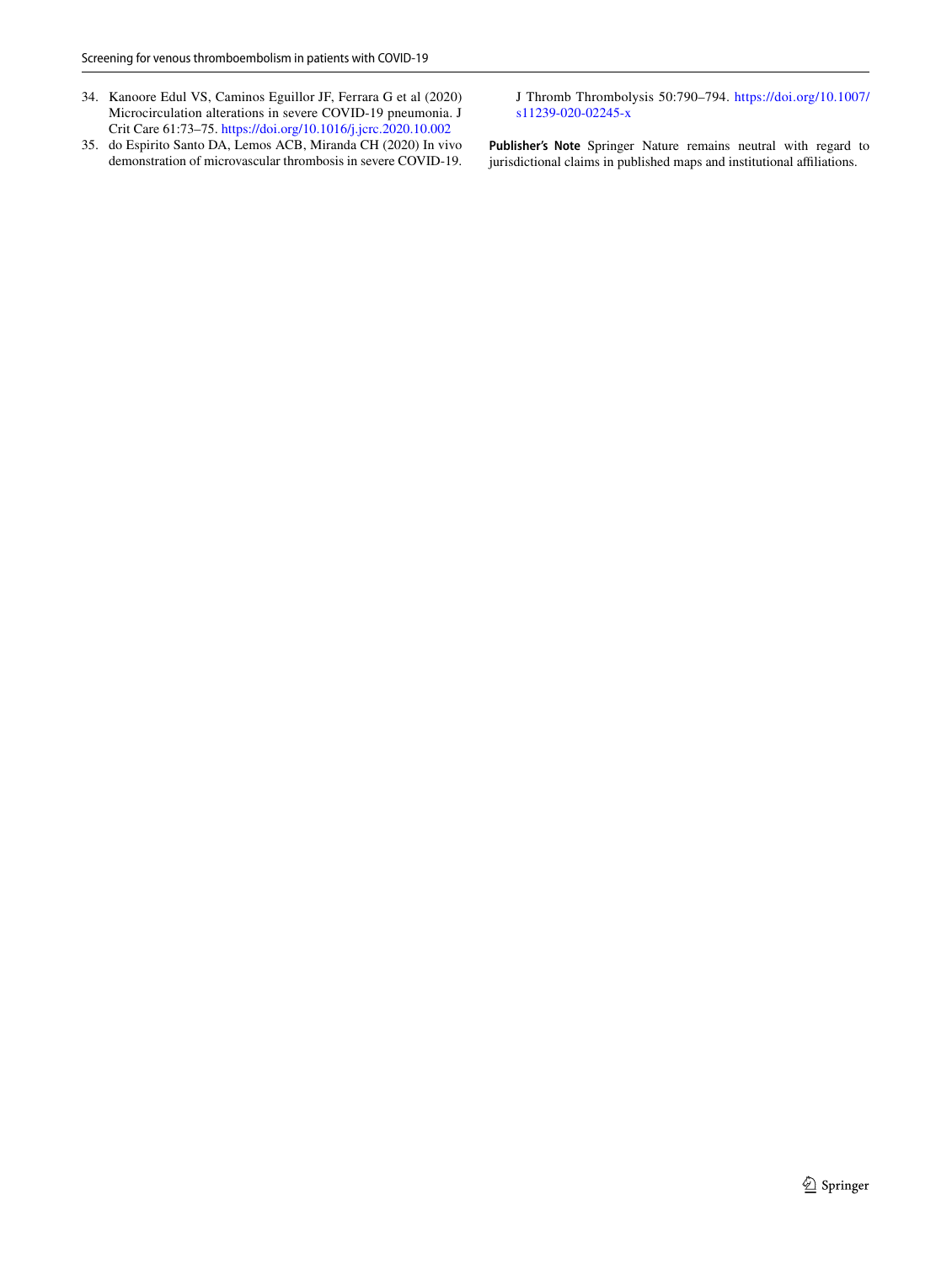34. Kanoore Edul VS, Caminos Eguillor JF, Ferrara G et al (2020) Microcirculation alterations in severe COVID-19 pneumonia. J Crit Care 61:73–75. https://doi.org/10.1016/j.jcrc.2020.10.002
35. do Espirito Santo DA, Lemos ACB, Miranda CH (2020) In vivo demonstration of microvascular thrombosis in severe COVID-19. J Thromb Thrombolysis 50:790–794. https://doi.org/10.1007/s11239-020-02245-x

**Publisher's Note** Springer Nature remains neutral with regard to jurisdictional claims in published maps and institutional affiliations.